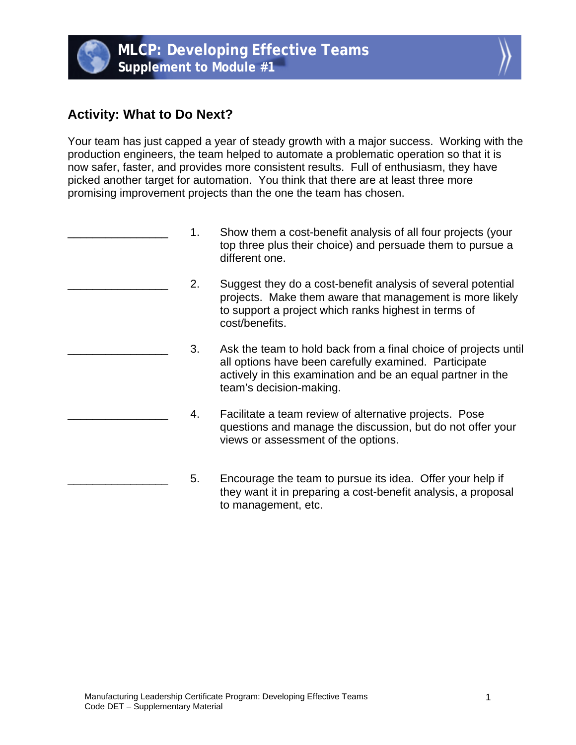# MLCP: Developing Effective Teams
## Supplement to Module #1

### Activity: What to Do Next?

Your team has just capped a year of steady growth with a major success. Working with the production engineers, the team helped to automate a problematic operation so that it is now safer, faster, and provides more consistent results. Full of enthusiasm, they have picked another target for automation. You think that there are at least three more promising improvement projects than the one the team has chosen.

________________ 1. Show them a cost-benefit analysis of all four projects (your top three plus their choice) and persuade them to pursue a different one.

________________ 2. Suggest they do a cost-benefit analysis of several potential projects. Make them aware that management is more likely to support a project which ranks highest in terms of cost/benefits.

________________ 3. Ask the team to hold back from a final choice of projects until all options have been carefully examined. Participate actively in this examination and be an equal partner in the team's decision-making.

________________ 4. Facilitate a team review of alternative projects. Pose questions and manage the discussion, but do not offer your views or assessment of the options.

________________ 5. Encourage the team to pursue its idea. Offer your help if they want it in preparing a cost-benefit analysis, a proposal to management, etc.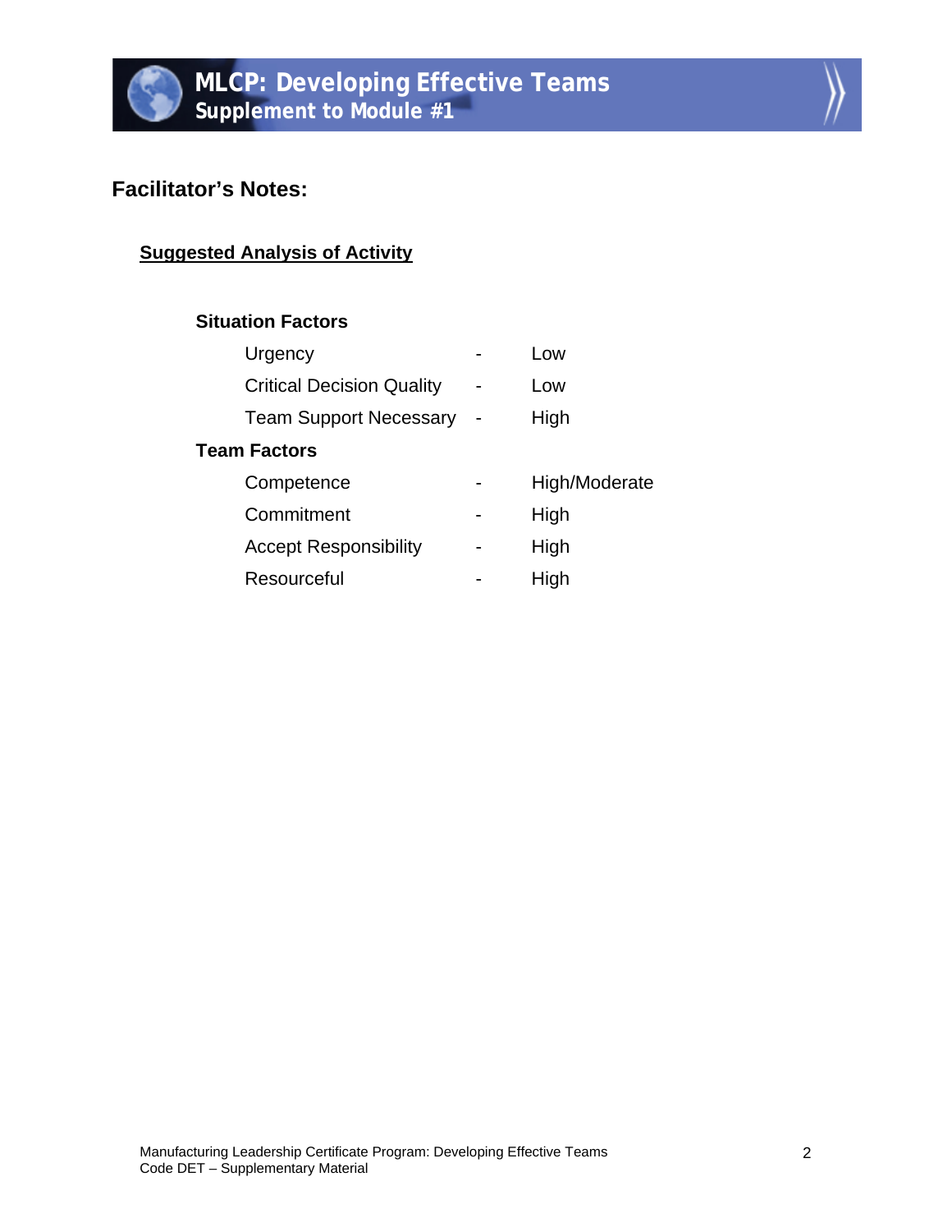## Facilitator's Notes:

### Suggested Analysis of Activity

**Situation Factors**

| | | |
|---|---|---|
| Urgency | - | Low |
| Critical Decision Quality | - | Low |
| Team Support Necessary | - | High |

**Team Factors**

| | | |
|---|---|---|
| Competence | - | High/Moderate |
| Commitment | - | High |
| Accept Responsibility | - | High |
| Resourceful | - | High |